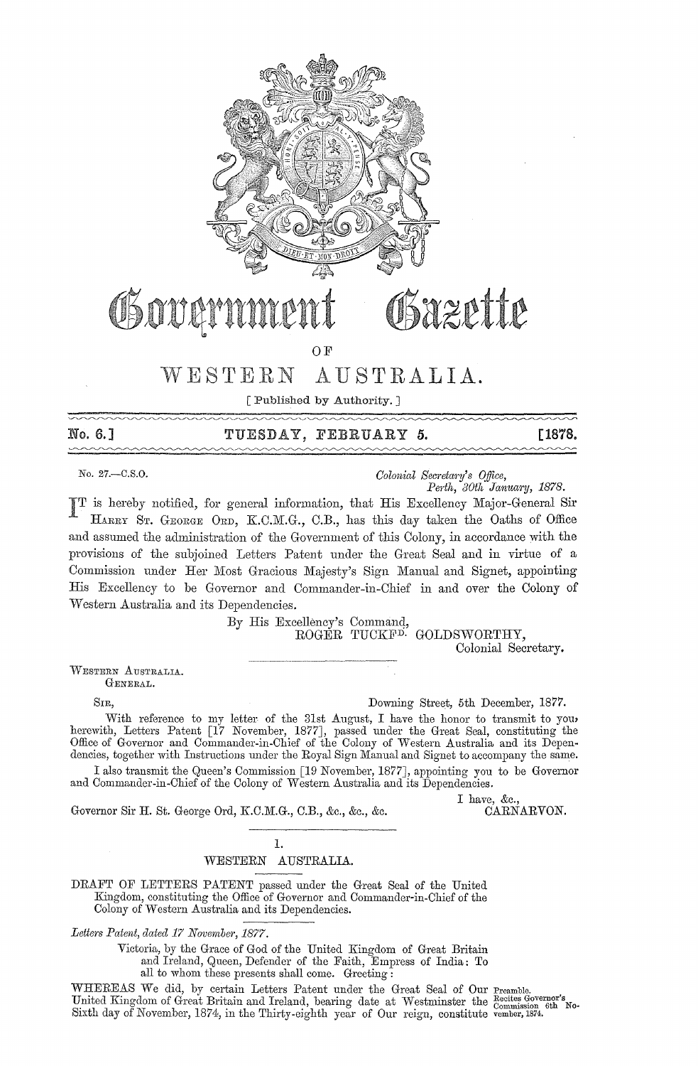# Government Gazette

OF

## WESTERN AUSTRALIA.

[ Published by Authority. ]

**No. 6.] TUESDAY, FEBRUARY 5. [1878.**

No. 27.—C.S.O.

*Colonial Secretary's Office,*
*Perth, 30th January, 1878.*

IT is hereby notified, for general information, that His Excellency Major-General Sir HARRY ST. GEORGE ORD, K.C.M.G., C.B., has this day taken the Oaths of Office and assumed the administration of the Government of this Colony, in accordance with the provisions of the subjoined Letters Patent under the Great Seal and in virtue of a Commission under Her Most Gracious Majesty's Sign Manual and Signet, appointing His Excellency to be Governor and Commander-in-Chief in and over the Colony of Western Australia and its Dependencies.

By His Excellency's Command,
ROGER TUCKFD. GOLDSWORTHY,
Colonial Secretary.

---

WESTERN AUSTRALIA.
GENERAL.

SIR,

Downing Street, 5th December, 1877.

With reference to my letter of the 31st August, I have the honor to transmit to you, herewith, Letters Patent [17 November, 1877], passed under the Great Seal, constituting the Office of Governor and Commander-in-Chief of the Colony of Western Australia and its Dependencies, together with Instructions under the Royal Sign Manual and Signet to accompany the same.

I also transmit the Queen's Commission [19 November, 1877], appointing you to be Governor and Commander-in-Chief of the Colony of Western Australia and its Dependencies.

I have, &c.,
CARNARVON.

Governor Sir H. St. George Ord, K.C.M.G., C.B., &c., &c., &c.

---

1.

WESTERN AUSTRALIA.

DRAFT OF LETTERS PATENT passed under the Great Seal of the United Kingdom, constituting the Office of Governor and Commander-in-Chief of the Colony of Western Australia and its Dependencies.

---

*Letters Patent, dated 17 November, 1877.*

Victoria, by the Grace of God of the United Kingdom of Great Britain and Ireland, Queen, Defender of the Faith, Empress of India: To all to whom these presents shall come. Greeting:

WHEREAS We did, by certain Letters Patent under the Great Seal of Our United Kingdom of Great Britain and Ireland, bearing date at Westminster the Sixth day of November, 1874, in the Thirty-eighth year of Our reign, constitute

Preamble. Recites Governor's Commission 6th November, 1874.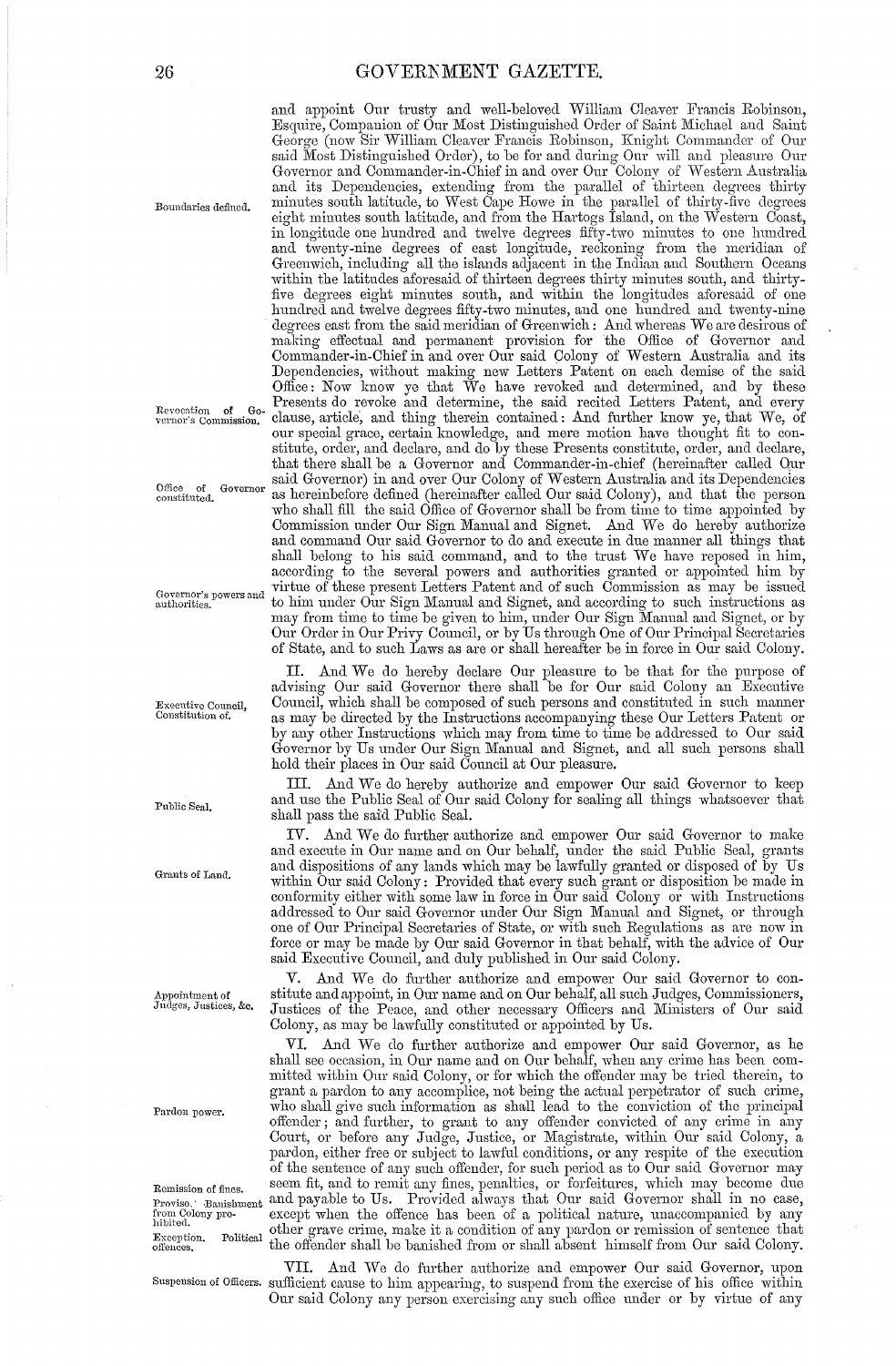and appoint Our trusty and well-beloved William Cleaver Francis Robinson, Esquire, Companion of Our Most Distinguished Order of Saint Michael and Saint George (now Sir William Cleaver Francis Robinson, Knight Commander of Our said Most Distinguished Order), to be for and during Our will and pleasure Our Governor and Commander-in-Chief in and over Our Colony of Western Australia and its Dependencies, extending from the parallel of thirteen degrees thirty minutes south latitude, to West Cape Howe in the parallel of thirty-five degrees eight minutes south latitude, and from the Hartogs Island, on the Western Coast, in longitude one hundred and twelve degrees fifty-two minutes to one hundred and twenty-nine degrees of east longitude, reckoning from the meridian of Greenwich, including all the islands adjacent in the Indian and Southern Oceans within the latitudes aforesaid of thirteen degrees thirty minutes south, and thirty-five degrees eight minutes south, and within the longitudes aforesaid of one hundred and twelve degrees fifty-two minutes, and one hundred and twenty-nine degrees east from the said meridian of Greenwich: And whereas We are desirous of making effectual and permanent provision for the Office of Governor and Commander-in-Chief in and over Our said Colony of Western Australia and its Dependencies, without making new Letters Patent on each demise of the said Office: Now know ye that We have revoked and determined, and by these Presents do revoke and determine, the said recited Letters Patent, and every clause, article, and thing therein contained: And further know ye, that We, of our special grace, certain knowledge, and mere motion have thought fit to constitute, order, and declare, and do by these Presents constitute, order, and declare, that there shall be a Governor and Commander-in-chief (hereinafter called Our said Governor) in and over Our Colony of Western Australia and its Dependencies as hereinbefore defined (hereinafter called Our said Colony), and that the person who shall fill the said Office of Governor shall be from time to time appointed by Commission under Our Sign Manual and Signet. And We do hereby authorize and command Our said Governor to do and execute in due manner all things that shall belong to his said command, and to the trust We have reposed in him, according to the several powers and authorities granted or appointed him by virtue of these present Letters Patent and of such Commission as may be issued to him under Our Sign Manual and Signet, and according to such instructions as may from time to time be given to him, under Our Sign Manual and Signet, or by Our Order in Our Privy Council, or by Us through One of Our Principal Secretaries of State, and to such Laws as are or shall hereafter be in force in Our said Colony.

*Boundaries defined.*

*Revocation of Governor's Commission.*

*Office of Governor constituted.*

*Governor's powers and authorities.*

II. And We do hereby declare Our pleasure to be that for the purpose of advising Our said Governor there shall be for Our said Colony an Executive Council, which shall be composed of such persons and constituted in such manner as may be directed by the Instructions accompanying these Our Letters Patent or by any other Instructions which may from time to time be addressed to Our said Governor by Us under Our Sign Manual and Signet, and all such persons shall hold their places in Our said Council at Our pleasure.

*Executive Council, Constitution of.*

III. And We do hereby authorize and empower Our said Governor to keep and use the Public Seal of Our said Colony for sealing all things whatsoever that shall pass the said Public Seal.

*Public Seal.*

IV. And We do further authorize and empower Our said Governor to make and execute in Our name and on Our behalf, under the said Public Seal, grants and dispositions of any lands which may be lawfully granted or disposed of by Us within Our said Colony: Provided that every such grant or disposition be made in conformity either with some law in force in Our said Colony or with Instructions addressed to Our said Governor under Our Sign Manual and Signet, or through one of Our Principal Secretaries of State, or with such Regulations as are now in force or may be made by Our said Governor in that behalf, with the advice of Our said Executive Council, and duly published in Our said Colony.

*Grants of Land.*

V. And We do further authorize and empower Our said Governor to constitute and appoint, in Our name and on Our behalf, all such Judges, Commissioners, Justices of the Peace, and other necessary Officers and Ministers of Our said Colony, as may be lawfully constituted or appointed by Us.

*Appointment of Judges, Justices, &c.*

VI. And We do further authorize and empower Our said Governor, as he shall see occasion, in Our name and on Our behalf, when any crime has been committed within Our said Colony, or for which the offender may be tried therein, to grant a pardon to any accomplice, not being the actual perpetrator of such crime, who shall give such information as shall lead to the conviction of the principal offender; and further, to grant to any offender convicted of any crime in any Court, or before any Judge, Justice, or Magistrate, within Our said Colony, a pardon, either free or subject to lawful conditions, or any respite of the execution of the sentence of any such offender, for such period as to Our said Governor may seem fit, and to remit any fines, penalties, or forfeitures, which may become due and payable to Us. Provided always that Our said Governor shall in no case, except when the offence has been of a political nature, unaccompanied by any other grave crime, make it a condition of any pardon or remission of sentence that the offender shall be banished from or shall absent himself from Our said Colony.

*Pardon power.*

*Remission of fines.*

*Proviso. Banishment from Colony prohibited.*

*Exception. Political offences.*

VII. And We do further authorize and empower Our said Governor, upon sufficient cause to him appearing, to suspend from the exercise of his office within Our said Colony any person exercising any such office under or by virtue of any

*Suspension of Officers.*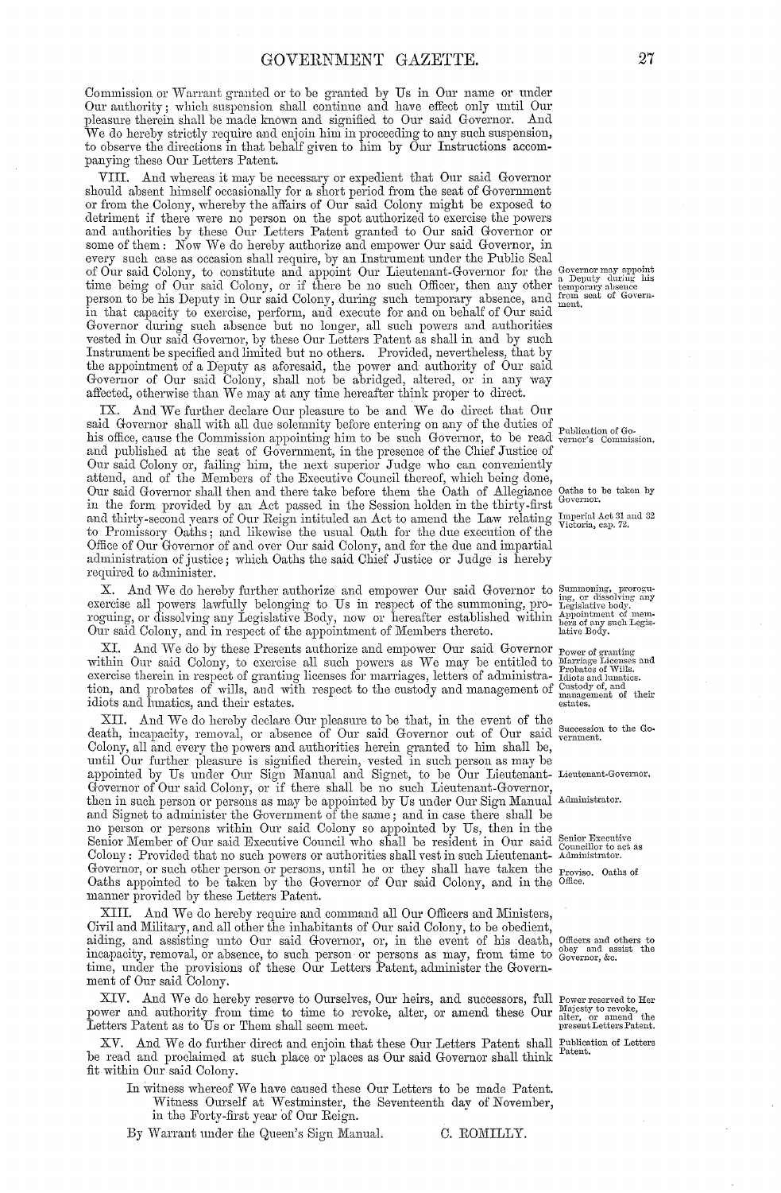Commission or Warrant granted or to be granted by Us in Our name or under Our authority; which suspension shall continue and have effect only until Our pleasure therein shall be made known and signified to Our said Governor. And We do hereby strictly require and enjoin him in proceeding to any such suspension, to observe the directions in that behalf given to him by Our Instructions accompanying these Our Letters Patent.

VIII. And whereas it may be necessary or expedient that Our said Governor should absent himself occasionally for a short period from the seat of Government or from the Colony, whereby the affairs of Our said Colony might be exposed to detriment if there were no person on the spot authorized to exercise the powers and authorities by these Our Letters Patent granted to Our said Governor or some of them: Now We do hereby authorize and empower Our said Governor, in every such case as occasion shall require, by an Instrument under the Public Seal of Our said Colony, to constitute and appoint Our Lieutenant-Governor for the time being of Our said Colony, or if there be no such Officer, then any other person to be his Deputy in Our said Colony, during such temporary absence, and in that capacity to exercise, perform, and execute for and on behalf of Our said Governor during such absence but no longer, all such powers and authorities vested in Our said Governor, by these Our Letters Patent as shall in and by such Instrument be specified and limited but no others. Provided, nevertheless, that by the appointment of a Deputy as aforesaid, the power and authority of Our said Governor of Our said Colony, shall not be abridged, altered, or in any way affected, otherwise than We may at any time hereafter think proper to direct.

*Governor may appoint a Deputy during his temporary absence from seat of Government.*

IX. And We further declare Our pleasure to be and We do direct that Our said Governor shall with all due solemnity before entering on any of the duties of his office, cause the Commission appointing him to be such Governor, to be read and published at the seat of Government, in the presence of the Chief Justice of Our said Colony or, failing him, the next superior Judge who can conveniently attend, and of the Members of the Executive Council thereof, which being done, Our said Governor shall then and there take before them the Oath of Allegiance in the form provided by an Act passed in the Session holden in the thirty-first and thirty-second years of Our Reign intituled an Act to amend the Law relating to Promissory Oaths; and likewise the usual Oath for the due execution of the Office of Our Governor of and over Our said Colony, and for the due and impartial administration of justice; which Oaths the said Chief Justice or Judge is hereby required to administer.

*Publication of Governor's Commission.*

*Oaths to be taken by Governor.*

*Imperial Act 31 and 32 Victoria, cap. 72.*

X. And We do hereby further authorize and empower Our said Governor to exercise all powers lawfully belonging to Us in respect of the summoning, proroguing, or dissolving any Legislative Body, now or hereafter established within Our said Colony, and in respect of the appointment of Members thereto.

*Summoning, proroguing, or dissolving any Legislative body. Appointment of members of any such Legislative Body.*

XI. And We do by these Presents authorize and empower Our said Governor within Our said Colony, to exercise all such powers as We may be entitled to exercise therein in respect of granting licenses for marriages, letters of administration, and probates of wills, and with respect to the custody and management of idiots and lunatics, and their estates.

*Power of granting Marriage Licenses and Probates of Wills. Idiots and lunatics. Custody of, and management of their estates.*

XII. And We do hereby declare Our pleasure to be that, in the event of the death, incapacity, removal, or absence of Our said Governor out of Our said Colony, all and every the powers and authorities herein granted to him shall be, until Our further pleasure is signified therein, vested in such person as may be appointed by Us under Our Sign Manual and Signet, to be Our Lieutenant-Governor of Our said Colony, or if there shall be no such Lieutenant-Governor, then in such person or persons as may be appointed by Us under Our Sign Manual and Signet to administer the Government of the same; and in case there shall be no person or persons within Our said Colony so appointed by Us, then in the Senior Member of Our said Executive Council who shall be resident in Our said Colony: Provided that no such powers or authorities shall vest in such Lieutenant-Governor, or such other person or persons, until he or they shall have taken the Oaths appointed to be taken by the Governor of Our said Colony, and in the manner provided by these Letters Patent.

*Succession to the Government.*

*Lieutenant-Governor.*

*Administrator.*

*Senior Executive Councillor to act as Administrator.*

*Proviso. Oaths of Office.*

XIII. And We do hereby require and command all Our Officers and Ministers, Civil and Military, and all other the inhabitants of Our said Colony, to be obedient, aiding, and assisting unto Our said Governor, or, in the event of his death, incapacity, removal, or absence, to such person or persons as may, from time to time, under the provisions of these Our Letters Patent, administer the Government of Our said Colony.

*Officers and others to obey and assist the Governor, &c.*

XIV. And We do hereby reserve to Ourselves, Our heirs, and successors, full power and authority from time to time to revoke, alter, or amend these Our Letters Patent as to Us or Them shall seem meet.

*Power reserved to Her Majesty to revoke, alter, or amend the present Letters Patent.*

XV. And We do further direct and enjoin that these Our Letters Patent shall be read and proclaimed at such place or places as Our said Governor shall think fit within Our said Colony.

*Publication of Letters Patent.*

In witness whereof We have caused these Our Letters to be made Patent. Witness Ourself at Westminster, the Seventeenth day of November, in the Forty-first year of Our Reign.

By Warrant under the Queen's Sign Manual. C. ROMILLY.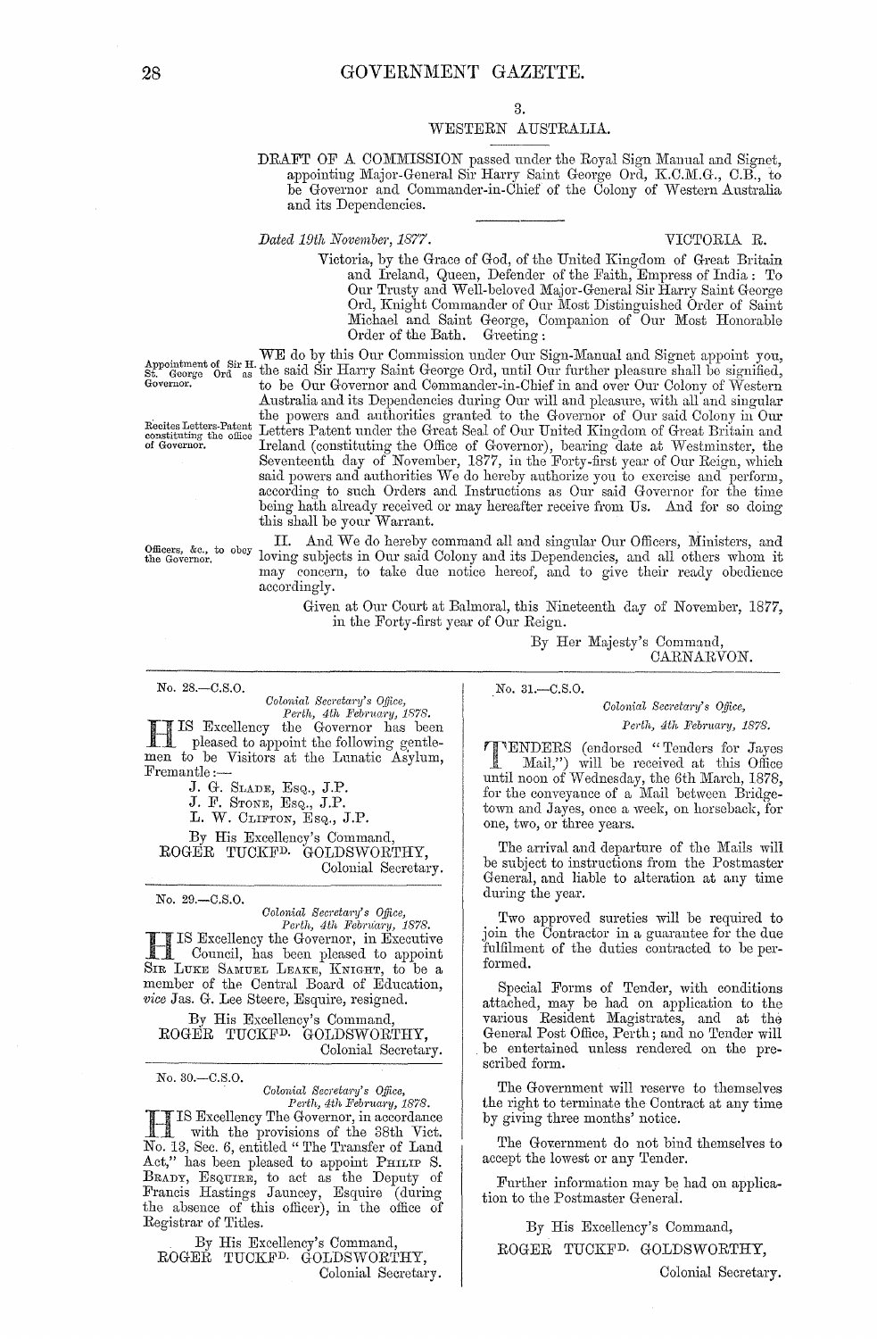3.

WESTERN AUSTRALIA.

DRAFT OF A COMMISSION passed under the Royal Sign Manual and Signet, appointing Major-General Sir Harry Saint George Ord, K.C.M.G., C.B., to be Governor and Commander-in-Chief of the Colony of Western Australia and its Dependencies.

*Dated 19th November, 1877.* VICTORIA R.

Victoria, by the Grace of God, of the United Kingdom of Great Britain and Ireland, Queen, Defender of the Faith, Empress of India: To Our Trusty and Well-beloved Major-General Sir Harry Saint George Ord, Knight Commander of Our Most Distinguished Order of Saint Michael and Saint George, Companion of Our Most Honorable Order of the Bath. Greeting:

*Appointment of Sir H. St. George Ord as Governor.*

*Recites Letters-Patent constituting the office of Governor.*

WE do by this Our Commission under Our Sign-Manual and Signet appoint you, the said Sir Harry Saint George Ord, until Our further pleasure shall be signified, to be Our Governor and Commander-in-Chief in and over Our Colony of Western Australia and its Dependencies during Our will and pleasure, with all and singular the powers and authorities granted to the Governor of Our said Colony in Our Letters Patent under the Great Seal of Our United Kingdom of Great Britain and Ireland (constituting the Office of Governor), bearing date at Westminster, the Seventeenth day of November, 1877, in the Forty-first year of Our Reign, which said powers and authorities We do hereby authorize you to exercise and perform, according to such Orders and Instructions as Our said Governor for the time being hath already received or may hereafter receive from Us. And for so doing this shall be your Warrant.

*Officers, &c., to obey the Governor.*

II. And We do hereby command all and singular Our Officers, Ministers, and loving subjects in Our said Colony and its Dependencies, and all others whom it may concern, to take due notice hereof, and to give their ready obedience accordingly.

Given at Our Court at Balmoral, this Nineteenth day of November, 1877, in the Forty-first year of Our Reign.

By Her Majesty's Command,
CARNARVON.

---

No. 28.—C.S.O.

*Colonial Secretary's Office,*
*Perth, 4th February, 1878.*

HIS Excellency the Governor has been pleased to appoint the following gentlemen to be Visitors at the Lunatic Asylum, Fremantle:—

J. G. SLADE, ESQ., J.P.
J. F. STONE, ESQ., J.P.
L. W. CLIFTON, ESQ., J.P.

By His Excellency's Command,
ROGER TUCKFD. GOLDSWORTHY,
Colonial Secretary.

---

No. 29.—C.S.O.

*Colonial Secretary's Office,*
*Perth, 4th February, 1878.*

HIS Excellency the Governor, in Executive Council, has been pleased to appoint SIR LUKE SAMUEL LEAKE, KNIGHT, to be a member of the Central Board of Education, *vice* Jas. G. Lee Steere, Esquire, resigned.

By His Excellency's Command,
ROGER TUCKFD. GOLDSWORTHY,
Colonial Secretary.

---

No. 30.—C.S.O.

*Colonial Secretary's Office,*
*Perth, 4th February, 1878.*

HIS Excellency The Governor, in accordance with the provisions of the 38th Vict. No. 13, Sec. 6, entitled "The Transfer of Land Act," has been pleased to appoint PHILIP S. BRADY, ESQUIRE, to act as the Deputy of Francis Hastings Jauncey, Esquire (during the absence of this officer), in the office of Registrar of Titles.

By His Excellency's Command,
ROGER TUCKFD. GOLDSWORTHY,
Colonial Secretary.

---

No. 31.—C.S.O.

*Colonial Secretary's Office,*
*Perth, 4th February, 1878.*

TENDERS (endorsed "Tenders for Jayes Mail,") will be received at this Office until noon of Wednesday, the 6th March, 1878, for the conveyance of a Mail between Bridgetown and Jayes, once a week, on horseback, for one, two, or three years.

The arrival and departure of the Mails will be subject to instructions from the Postmaster General, and liable to alteration at any time during the year.

Two approved sureties will be required to join the Contractor in a guarantee for the due fulfilment of the duties contracted to be performed.

Special Forms of Tender, with conditions attached, may be had on application to the various Resident Magistrates, and at the General Post Office, Perth; and no Tender will be entertained unless rendered on the prescribed form.

The Government will reserve to themselves the right to terminate the Contract at any time by giving three months' notice.

The Government do not bind themselves to accept the lowest or any Tender.

Further information may be had on application to the Postmaster General.

By His Excellency's Command,
ROGER TUCKFD. GOLDSWORTHY,
Colonial Secretary.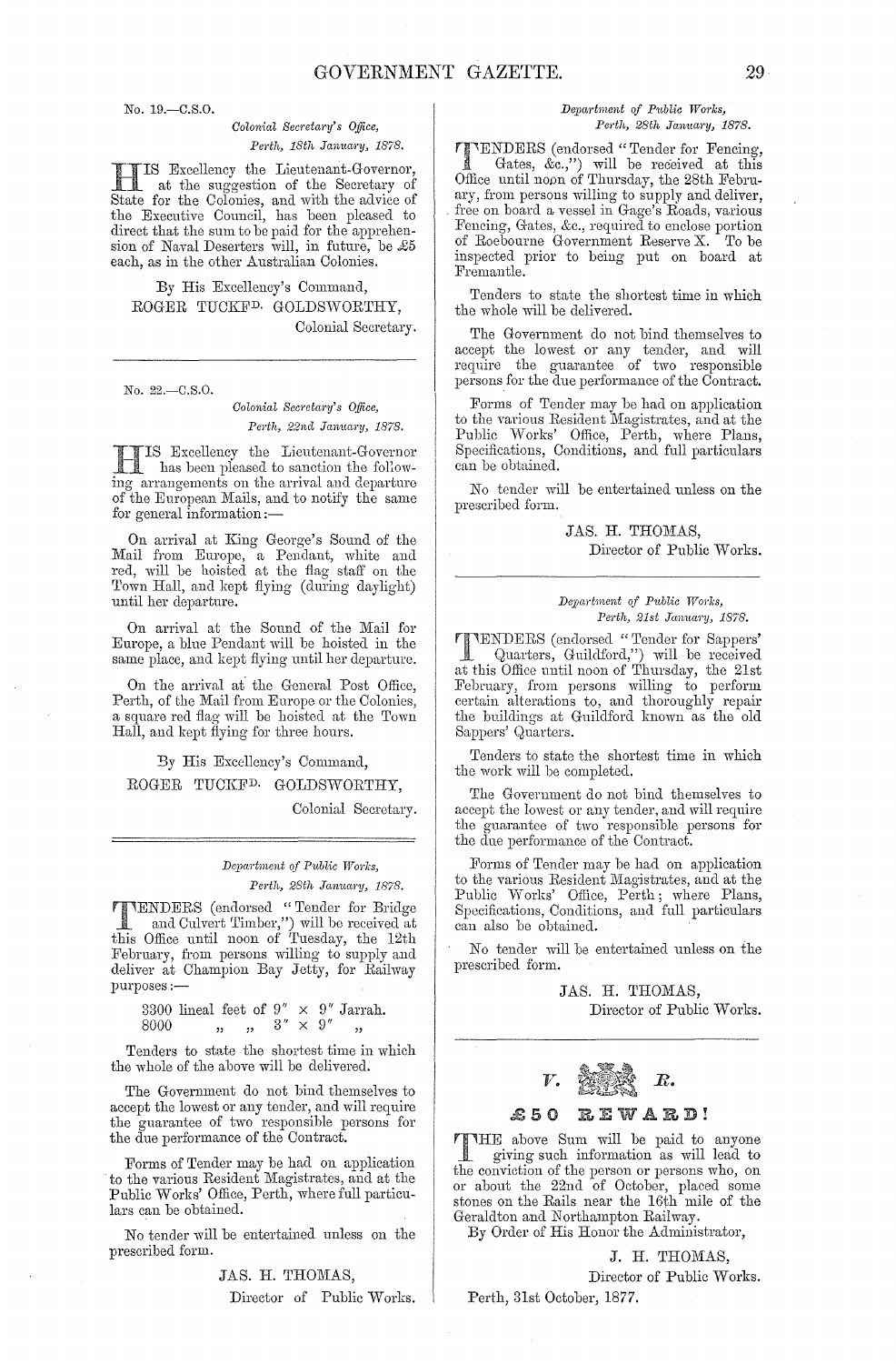No. 19.—C.S.O.

*Colonial Secretary's Office,*
*Perth, 18th January, 1878.*

HIS Excellency the Lieutenant-Governor, at the suggestion of the Secretary of State for the Colonies, and with the advice of the Executive Council, has been pleased to direct that the sum to be paid for the apprehension of Naval Deserters will, in future, be £5 each, as in the other Australian Colonies.

By His Excellency's Command,

ROGER TUCKFD. GOLDSWORTHY,
Colonial Secretary.

---

No. 22.—C.S.O.

*Colonial Secretary's Office,*
*Perth, 22nd January, 1878.*

HIS Excellency the Lieutenant-Governor has been pleased to sanction the following arrangements on the arrival and departure of the European Mails, and to notify the same for general information:—

On arrival at King George's Sound of the Mail from Europe, a Pendant, white and red, will be hoisted at the flag staff on the Town Hall, and kept flying (during daylight) until her departure.

On arrival at the Sound of the Mail for Europe, a blue Pendant will be hoisted in the same place, and kept flying until her departure.

On the arrival at the General Post Office, Perth, of the Mail from Europe or the Colonies, a square red flag will be hoisted at the Town Hall, and kept flying for three hours.

By His Excellency's Command,

ROGER TUCKFD. GOLDSWORTHY,
Colonial Secretary.

---

*Department of Public Works,*
*Perth, 28th January, 1878.*

TENDERS (endorsed "Tender for Bridge and Culvert Timber,") will be received at this Office until noon of Tuesday, the 12th February, from persons willing to supply and deliver at Champion Bay Jetty, for Railway purposes:—

3300 lineal feet of 9" × 9" Jarrah.
8000 " " 3" × 9" "

Tenders to state the shortest time in which the whole of the above will be delivered.

The Government do not bind themselves to accept the lowest or any tender, and will require the guarantee of two responsible persons for the due performance of the Contract.

Forms of Tender may be had on application to the various Resident Magistrates, and at the Public Works' Office, Perth, where full particulars can be obtained.

No tender will be entertained unless on the prescribed form.

JAS. H. THOMAS,
Director of Public Works.

---

*Department of Public Works,*
*Perth, 28th January, 1878.*

TENDERS (endorsed "Tender for Fencing, Gates, &c.,") will be received at this Office until noon of Thursday, the 28th February, from persons willing to supply and deliver, free on board a vessel in Gage's Roads, various Fencing, Gates, &c., required to enclose portion of Roebourne Government Reserve X. To be inspected prior to being put on board at Fremantle.

Tenders to state the shortest time in which the whole will be delivered.

The Government do not bind themselves to accept the lowest or any tender, and will require the guarantee of two responsible persons for the due performance of the Contract.

Forms of Tender may be had on application to the various Resident Magistrates, and at the Public Works' Office, Perth, where Plans, Specifications, Conditions, and full particulars can be obtained.

No tender will be entertained unless on the prescribed form.

JAS. H. THOMAS,
Director of Public Works.

---

*Department of Public Works,*
*Perth, 21st January, 1878.*

TENDERS (endorsed "Tender for Sappers' Quarters, Guildford,") will be received at this Office until noon of Thursday, the 21st February, from persons willing to perform certain alterations to, and thoroughly repair the buildings at Guildford known as the old Sappers' Quarters.

Tenders to state the shortest time in which the work will be completed.

The Government do not bind themselves to accept the lowest or any tender, and will require the guarantee of two responsible persons for the due performance of the Contract.

Forms of Tender may be had on application to the various Resident Magistrates, and at the Public Works' Office, Perth; where Plans, Specifications, Conditions, and full particulars can also be obtained.

No tender will be entertained unless on the prescribed form.

JAS. H. THOMAS,
Director of Public Works.

---

*V.* *R.*

## £50 REWARD!

THE above Sum will be paid to anyone giving such information as will lead to the conviction of the person or persons who, on or about the 22nd of October, placed some stones on the Rails near the 16th mile of the Geraldton and Northampton Railway.

By Order of His Honor the Administrator,

J. H. THOMAS,
Director of Public Works.

Perth, 31st October, 1877.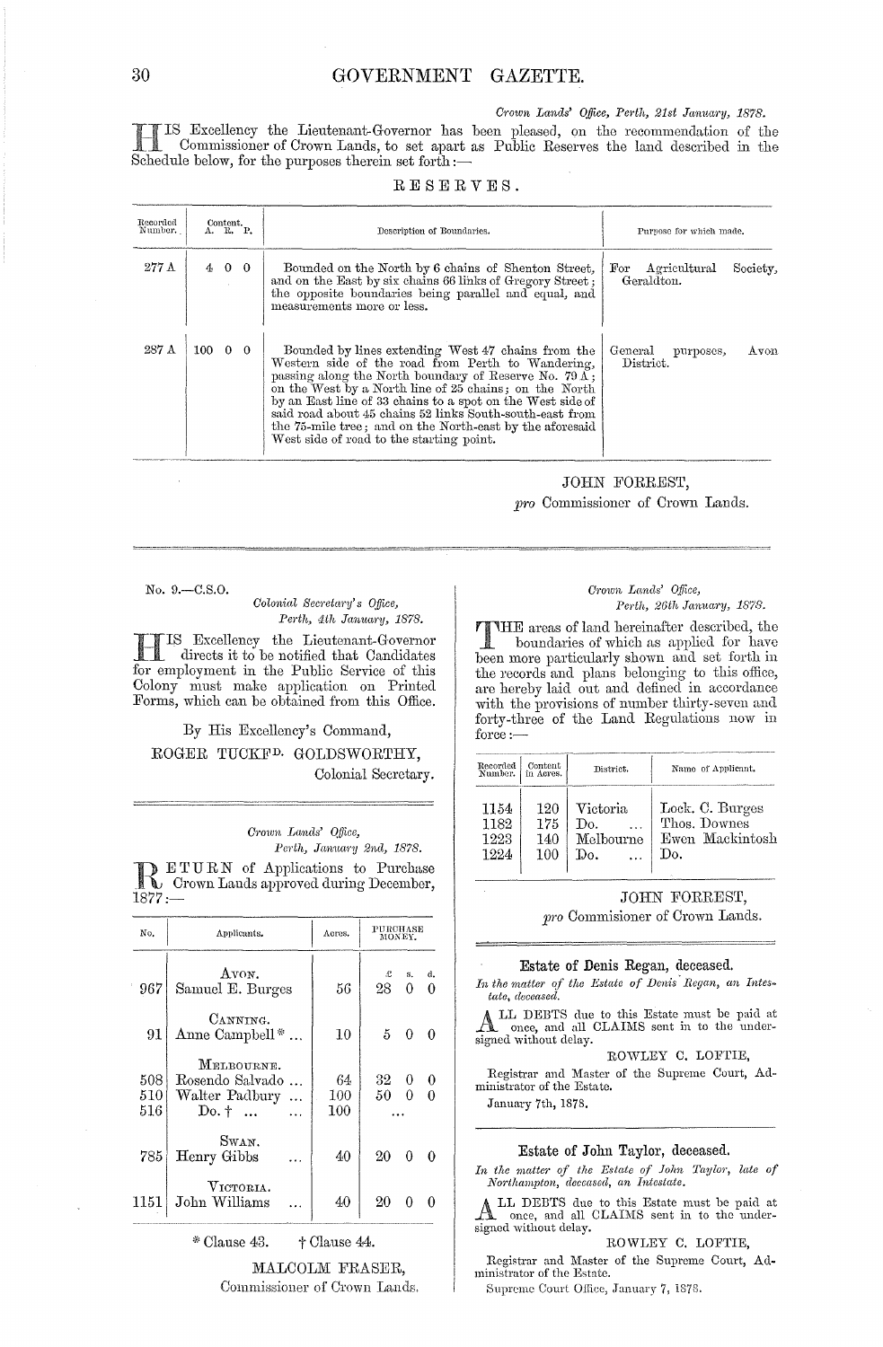*Crown Lands' Office, Perth, 21st January, 1878.*

HIS Excellency the Lieutenant-Governor has been pleased, on the recommendation of the Commissioner of Crown Lands, to set apart as Public Reserves the land described in the Schedule below, for the purposes therein set forth:—

## RESERVES.

| Recorded Number. | Content. A. R. P. | Description of Boundaries. | Purpose for which made. |
|---|---|---|---|
| 277 A | 4 0 0 | Bounded on the North by 6 chains of Shenton Street, and on the East by six chains 66 links of Gregory Street; the opposite boundaries being parallel and equal, and measurements more or less. | For Agricultural Society, Geraldton. |
| 287 A | 100 0 0 | Bounded by lines extending West 47 chains from the Western side of the road from Perth to Wandering, passing along the North boundary of Reserve No. 79 A; on the West by a North line of 25 chains; on the North by an East line of 33 chains to a spot on the West side of said road about 45 chains 52 links South-south-east from the 75-mile tree; and on the North-east by the aforesaid West side of road to the starting point. | General purposes, Avon District. |

JOHN FORREST,
*pro* Commissioner of Crown Lands.

---

No. 9.—C.S.O.

*Colonial Secretary's Office,*
*Perth, 4th January, 1878.*

HIS Excellency the Lieutenant-Governor directs it to be notified that Candidates for employment in the Public Service of this Colony must make application on Printed Forms, which can be obtained from this Office.

By His Excellency's Command,

ROGER TUCKFD. GOLDSWORTHY,
Colonial Secretary.

---

*Crown Lands' Office,*
*Perth, January 2nd, 1878.*

RETURN of Applications to Purchase Crown Lands approved during December, 1877:—

| No. | Applicants. | Acres. | Purchase Money. £ s. d. |
|---|---|---|---|
| | AVON. | | |
| 967 | Samuel E. Burges | 56 | 28 0 0 |
| | CANNING. | | |
| 91 | Anne Campbell * ... | 10 | 5 0 0 |
| | MELBOURNE. | | |
| 508 | Rosendo Salvado ... | 64 | 32 0 0 |
| 510 | Walter Padbury ... | 100 | 50 0 0 |
| 516 | Do. † ... ... | 100 | ... |
| | SWAN. | | |
| 785 | Henry Gibbs ... | 40 | 20 0 0 |
| | VICTORIA. | | |
| 1151 | John Williams ... | 40 | 20 0 0 |

\* Clause 43. † Clause 44.

MALCOLM FRASER,
Commissioner of Crown Lands.

---

*Crown Lands' Office,*
*Perth, 26th January, 1878.*

THE areas of land hereinafter described, the boundaries of which as applied for have been more particularly shown and set forth in the records and plans belonging to this office, are hereby laid out and defined in accordance with the provisions of number thirty-seven and forty-three of the Land Regulations now in force:—

| Recorded Number. | Content in Acres. | District. | Name of Applicant. |
|---|---|---|---|
| 1154 | 120 | Victoria | Lock. C. Burges |
| 1182 | 175 | Do. ... | Thos. Downes |
| 1223 | 140 | Melbourne | Ewen Mackintosh |
| 1224 | 100 | Do. ... | Do. |

JOHN FORREST,
*pro* Commisioner of Crown Lands.

---

### Estate of Denis Regan, deceased.

*In the matter of the Estate of Denis Regan, an Intestate, deceased.*

ALL DEBTS due to this Estate must be paid at once, and all CLAIMS sent in to the undersigned without delay.

ROWLEY C. LOFTIE,

Registrar and Master of the Supreme Court, Administrator of the Estate.

January 7th, 1878.

---

### Estate of John Taylor, deceased.

*In the matter of the Estate of John Taylor, late of Northampton, deceased, an Intestate.*

ALL DEBTS due to this Estate must be paid at once, and all CLAIMS sent in to the undersigned without delay.

ROWLEY C. LOFTIE,

Registrar and Master of the Supreme Court, Administrator of the Estate.

Supreme Court Office, January 7, 1878.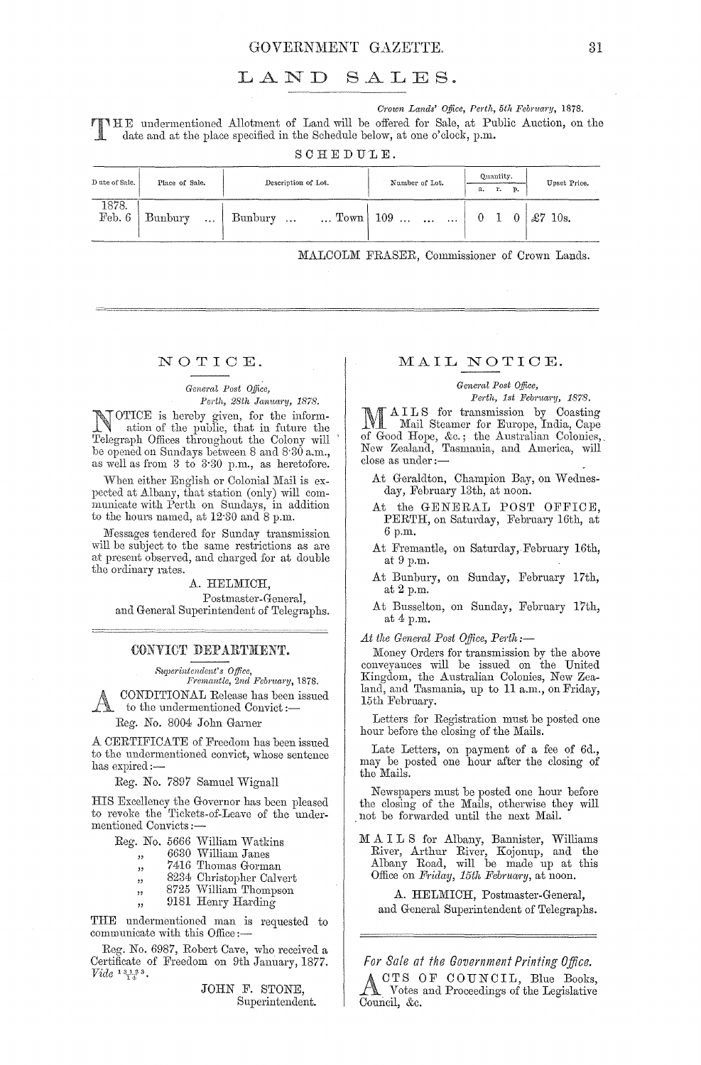# LAND SALES.

*Crown Lands' Office, Perth, 5th February,* 1878.

THE undermentioned Allotment of Land will be offered for Sale, at Public Auction, on the date and at the place specified in the Schedule below, at one o'clock, p.m.

SCHEDULE.

| Date of Sale. | Place of Sale. | Description of Lot. | Number of Lot. | Quantity. | | | Upset Price. |
|---|---|---|---|---|---|---|---|
| | | | | a. | r. | p. | |
| 1878. Feb. 6 | Bunbury ... | Bunbury ... ... Town | 109 ... ... ... | 0 | 1 | 0 | £7 10s. |

MALCOLM FRASER, Commissioner of Crown Lands.

---

## NOTICE.

*General Post Office,*
*Perth, 28th January, 1878.*

NOTICE is hereby given, for the information of the public, that in future the Telegraph Offices throughout the Colony will be opened on Sundays between 8 and 8·30 a.m., as well as from 3 to 3·30 p.m., as heretofore.

When either English or Colonial Mail is expected at Albany, that station (only) will communicate with Perth on Sundays, in addition to the hours named, at 12·30 and 8 p.m.

Messages tendered for Sunday transmission will be subject to the same restrictions as are at present observed, and charged for at double the ordinary rates.

A. HELMICH,
Postmaster-General,
and General Superintendent of Telegraphs.

---

## CONVICT DEPARTMENT.

*Superintendent's Office,*
*Fremantle, 2nd February,* 1878.

A CONDITIONAL Release has been issued to the undermentioned Convict:—

Reg. No. 8004 John Garner

A CERTIFICATE of Freedom has been issued to the undermentioned convict, whose sentence has expired:—

Reg. No. 7897 Samuel Wignall

HIS Excellency the Governor has been pleased to revoke the Tickets-of-Leave of the undermentioned Convicts:—

Reg. No. 5666 William Watkins
„ 6630 William Janes
„ 7416 Thomas Gorman
„ 8234 Christopher Calvert
„ 8725 William Thompson
„ 9181 Henry Harding

THE undermentioned man is requested to communicate with this Office:—

Reg. No. 6987, Robert Cave, who received a Certificate of Freedom on 9th January, 1877. *Vide* 1312/3/14.

JOHN F. STONE,
Superintendent.

---

## MAIL NOTICE.

*General Post Office,*
*Perth, 1st February, 1878.*

MAILS for transmission by Coasting Mail Steamer for Europe, India, Cape of Good Hope, &c.; the Australian Colonies, New Zealand, Tasmania, and America, will close as under:—

At Geraldton, Champion Bay, on Wednesday, February 13th, at noon.

At the GENERAL POST OFFICE, PERTH, on Saturday, February 16th, at 6 p.m.

At Fremantle, on Saturday, February 16th, at 9 p.m.

At Bunbury, on Sunday, February 17th, at 2 p.m.

At Busselton, on Sunday, February 17th, at 4 p.m.

*At the General Post Office, Perth:—*

Money Orders for transmission by the above conveyances will be issued on the United Kingdom, the Australian Colonies, New Zealand, and Tasmania, up to 11 a.m., on Friday, 15th February.

Letters for Registration must be posted one hour before the closing of the Mails.

Late Letters, on payment of a fee of 6d., may be posted one hour after the closing of the Mails.

Newspapers must be posted one hour before the closing of the Mails, otherwise they will not be forwarded until the next Mail.

MAILS for Albany, Bannister, Williams River, Arthur River, Kojonup, and the Albany Road, will be made up at this Office on *Friday, 15th February,* at noon.

A. HELMICH, Postmaster-General,
and General Superintendent of Telegraphs.

---

*For Sale at the Government Printing Office.*

ACTS OF COUNCIL, Blue Books, Votes and Proceedings of the Legislative Council, &c.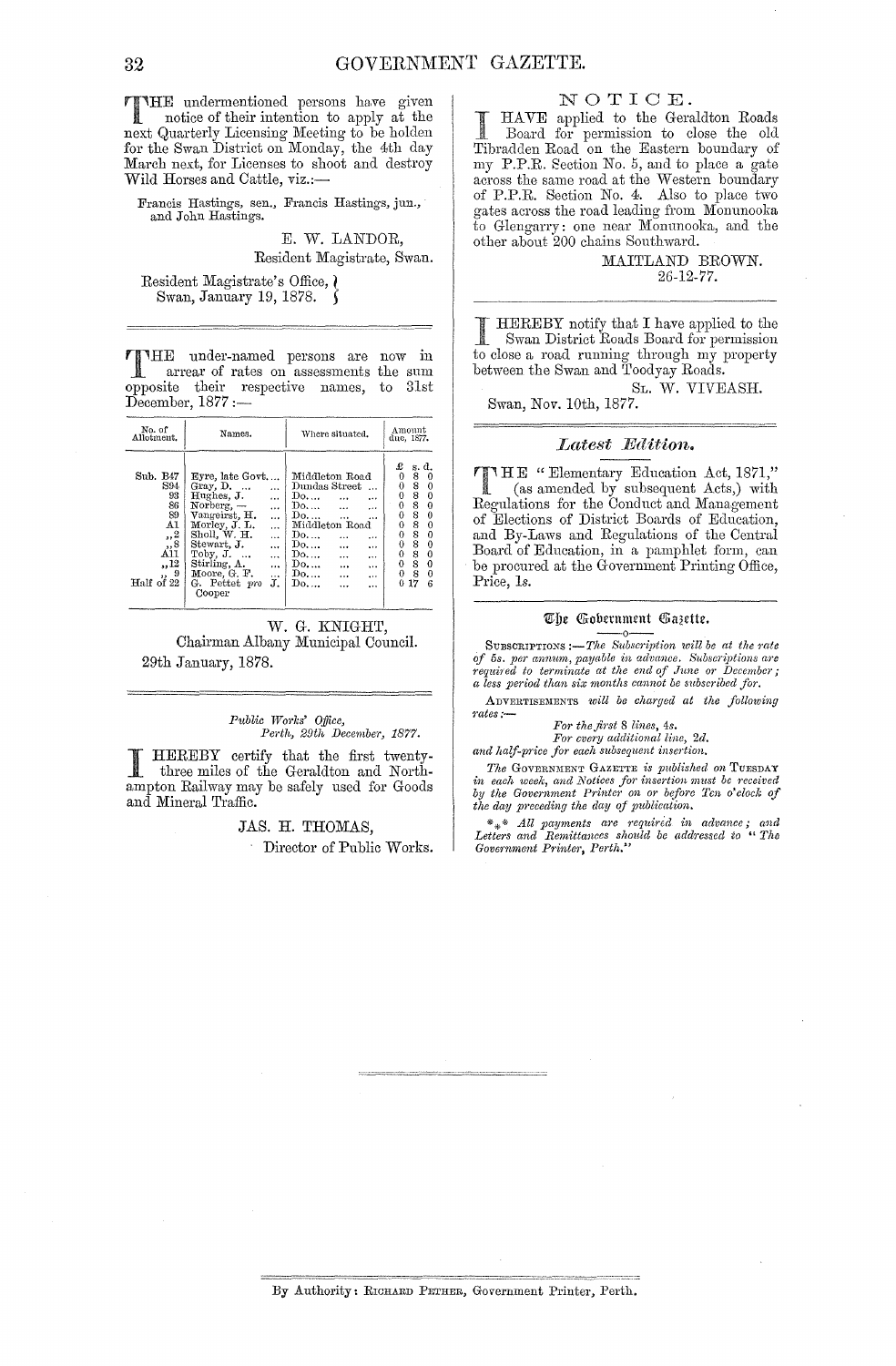THE undermentioned persons have given notice of their intention to apply at the next Quarterly Licensing Meeting to be holden for the Swan District on Monday, the 4th day March next, for Licenses to shoot and destroy Wild Horses and Cattle, viz.:—

Francis Hastings, sen., Francis Hastings, jun., and John Hastings.

E. W. LANDOR,
Resident Magistrate, Swan.

Resident Magistrate's Office, Swan, January 19, 1878.

---

THE under-named persons are now in arrear of rates on assessments the sum opposite their respective names, to 31st December, 1877:—

| No. of Allotment. | Names. | Where situated. | Amount due, 1877. |
|---|---|---|---|
| | | | £ s. d. |
| Sub. B47 | Eyre, late Govt.... | Middleton Road | 0 8 0 |
| S94 | Gray, D. ... ... | Dundas Street ... | 0 8 0 |
| 93 | Hughes, J. ... | Do.... ... ... | 0 8 0 |
| 86 | Norberg, — ... | Do.... ... ... | 0 8 0 |
| 89 | Vangeirst, H. ... | Do.... ... ... | 0 8 0 |
| A1 | Morley, J. L. ... | Middleton Road | 0 8 0 |
| ,,2 | Sholl, W. H. ... | Do.... ... ... | 0 8 0 |
| ,,8 | Stewart, J. ... | Do.... ... ... | 0 8 0 |
| A11 | Toby, J. ... ... | Do.... ... ... | 0 8 0 |
| ,,12 | Stirling, A. ... | Do.... ... ... | 0 8 0 |
| ,, 9 | Moore, G. F. ... | Do.... ... ... | 0 8 0 |
| Half of 22 | G. Pettet *pro* J. Cooper | Do.... ... ... | 0 17 6 |

W. G. KNIGHT,
Chairman Albany Municipal Council.

29th January, 1878.

---

*Public Works' Office,*
*Perth, 29th December, 1877.*

I HEREBY certify that the first twenty-three miles of the Geraldton and Northampton Railway may be safely used for Goods and Mineral Traffic.

JAS. H. THOMAS,
Director of Public Works.

---

## NOTICE.

I HAVE applied to the Geraldton Roads Board for permission to close the old Tibradden Road on the Eastern boundary of my P.P.R. Section No. 5, and to place a gate across the same road at the Western boundary of P.P.R. Section No. 4. Also to place two gates across the road leading from Monunooka to Glengarry: one near Monunooka, and the other about 200 chains Southward.

MAITLAND BROWN.
26-12-77.

---

I HEREBY notify that I have applied to the Swan District Roads Board for permission to close a road running through my property between the Swan and Toodyay Roads.

SL. W. VIVEASH.

Swan, Nov. 10th, 1877.

---

## *Latest Edition.*

THE "Elementary Education Act, 1871," (as amended by subsequent Acts,) with Regulations for the Conduct and Management of Elections of District Boards of Education, and By-Laws and Regulations of the Central Board of Education, in a pamphlet form, can be procured at the Government Printing Office, Price, 1*s.*

---

## The Government Gazette.

SUBSCRIPTIONS:—*The Subscription will be at the rate of 5s. per annum, payable in advance. Subscriptions are required to terminate at the end of June or December; a less period than six months cannot be subscribed for.*

ADVERTISEMENTS *will be charged at the following rates:—*

*For the first 8 lines, 4s.*
*For every additional line, 2d.*
*and half-price for each subsequent insertion.*

*The* GOVERNMENT GAZETTE *is published on* TUESDAY *in each week, and Notices for insertion must be received by the Government Printer on or before Ten o'clock of the day preceding the day of publication.*

\*\*\* *All payments are required in advance; and Letters and Remittances should be addressed to "The Government Printer, Perth."*

---

By Authority: RICHARD PETHER, Government Printer, Perth.